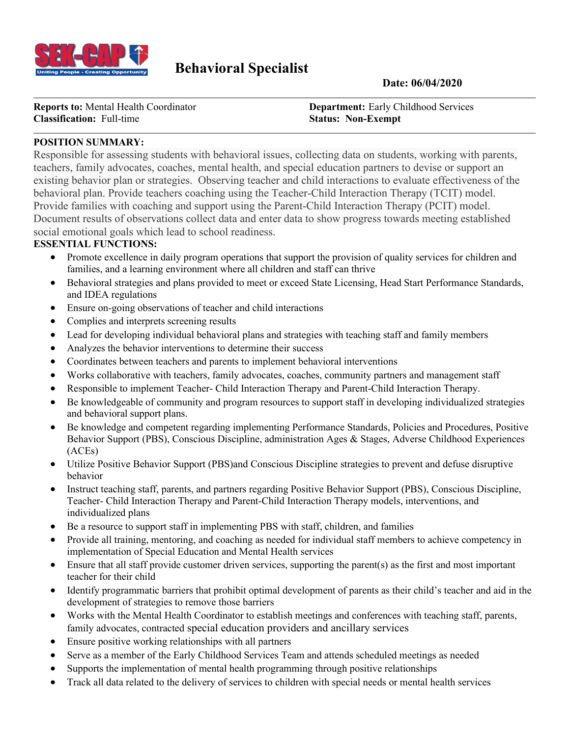SEK-CAP

Uniting People - Creating Opportunity

# Behavioral Specialist

**Date: 06/04/2020**

**Reports to:** Mental Health Coordinator
**Classification:** Full-time

**Department:** Early Childhood Services
**Status:** Non-Exempt

**POSITION SUMMARY:**

Responsible for assessing students with behavioral issues, collecting data on students, working with parents, teachers, family advocates, coaches, mental health, and special education partners to devise or support an existing behavior plan or strategies. Observing teacher and child interactions to evaluate effectiveness of the behavioral plan. Provide teachers coaching using the Teacher-Child Interaction Therapy (TCIT) model. Provide families with coaching and support using the Parent-Child Interaction Therapy (PCIT) model. Document results of observations collect data and enter data to show progress towards meeting established social emotional goals which lead to school readiness.

**ESSENTIAL FUNCTIONS:**

- Promote excellence in daily program operations that support the provision of quality services for children and families, and a learning environment where all children and staff can thrive
- Behavioral strategies and plans provided to meet or exceed State Licensing, Head Start Performance Standards, and IDEA regulations
- Ensure on-going observations of teacher and child interactions
- Complies and interprets screening results
- Lead for developing individual behavioral plans and strategies with teaching staff and family members
- Analyzes the behavior interventions to determine their success
- Coordinates between teachers and parents to implement behavioral interventions
- Works collaborative with teachers, family advocates, coaches, community partners and management staff
- Responsible to implement Teacher- Child Interaction Therapy and Parent-Child Interaction Therapy.
- Be knowledgeable of community and program resources to support staff in developing individualized strategies and behavioral support plans.
- Be knowledge and competent regarding implementing Performance Standards, Policies and Procedures, Positive Behavior Support (PBS), Conscious Discipline, administration Ages & Stages, Adverse Childhood Experiences (ACEs)
- Utilize Positive Behavior Support (PBS)and Conscious Discipline strategies to prevent and defuse disruptive behavior
- Instruct teaching staff, parents, and partners regarding Positive Behavior Support (PBS), Conscious Discipline, Teacher- Child Interaction Therapy and Parent-Child Interaction Therapy models, interventions, and individualized plans
- Be a resource to support staff in implementing PBS with staff, children, and families
- Provide all training, mentoring, and coaching as needed for individual staff members to achieve competency in implementation of Special Education and Mental Health services
- Ensure that all staff provide customer driven services, supporting the parent(s) as the first and most important teacher for their child
- Identify programmatic barriers that prohibit optimal development of parents as their child's teacher and aid in the development of strategies to remove those barriers
- Works with the Mental Health Coordinator to establish meetings and conferences with teaching staff, parents, family advocates, contracted special education providers and ancillary services
- Ensure positive working relationships with all partners
- Serve as a member of the Early Childhood Services Team and attends scheduled meetings as needed
- Supports the implementation of mental health programming through positive relationships
- Track all data related to the delivery of services to children with special needs or mental health services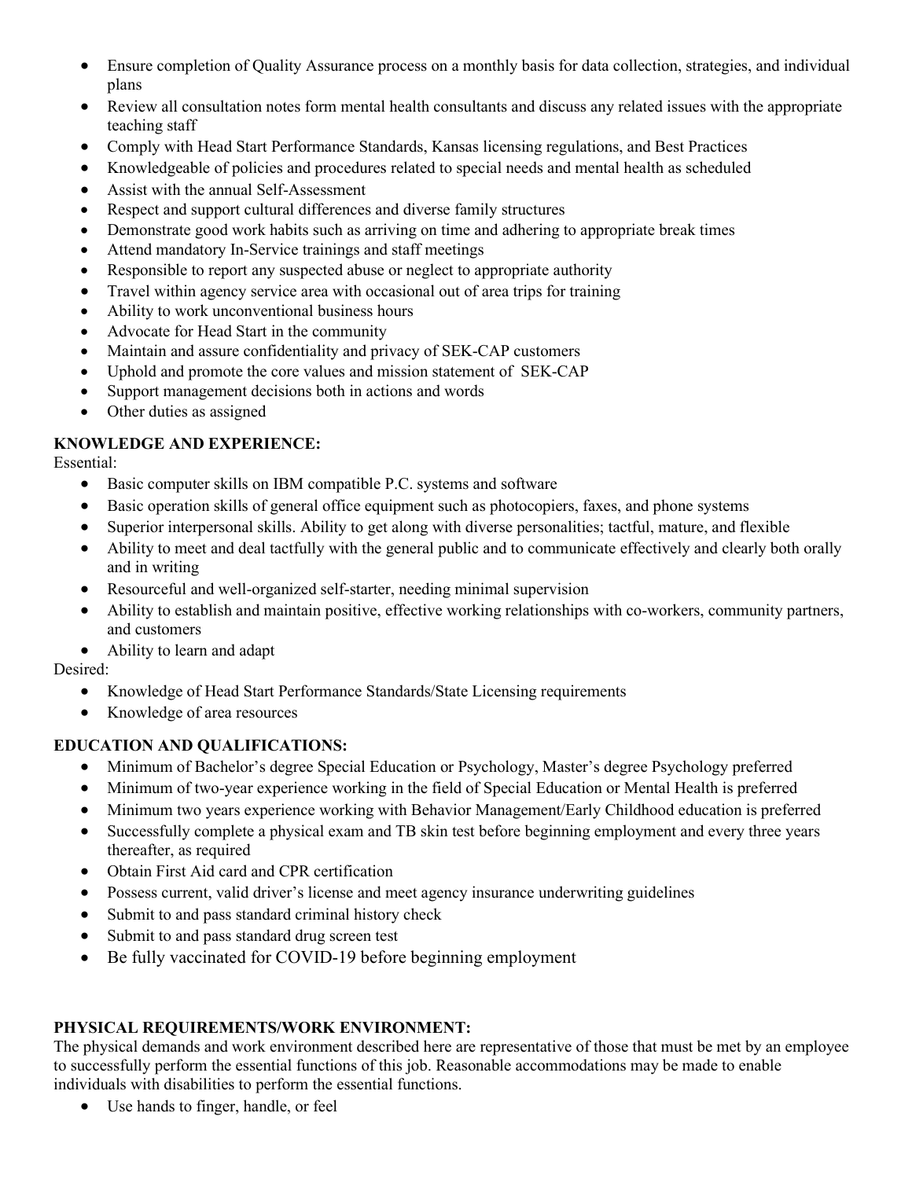- Ensure completion of Quality Assurance process on a monthly basis for data collection, strategies, and individual plans
- Review all consultation notes form mental health consultants and discuss any related issues with the appropriate teaching staff
- Comply with Head Start Performance Standards, Kansas licensing regulations, and Best Practices
- Knowledgeable of policies and procedures related to special needs and mental health as scheduled
- Assist with the annual Self-Assessment
- Respect and support cultural differences and diverse family structures
- Demonstrate good work habits such as arriving on time and adhering to appropriate break times
- Attend mandatory In-Service trainings and staff meetings
- Responsible to report any suspected abuse or neglect to appropriate authority
- Travel within agency service area with occasional out of area trips for training
- Ability to work unconventional business hours
- Advocate for Head Start in the community
- Maintain and assure confidentiality and privacy of SEK-CAP customers
- Uphold and promote the core values and mission statement of SEK-CAP
- Support management decisions both in actions and words
- Other duties as assigned

**KNOWLEDGE AND EXPERIENCE:**

Essential:

- Basic computer skills on IBM compatible P.C. systems and software
- Basic operation skills of general office equipment such as photocopiers, faxes, and phone systems
- Superior interpersonal skills. Ability to get along with diverse personalities; tactful, mature, and flexible
- Ability to meet and deal tactfully with the general public and to communicate effectively and clearly both orally and in writing
- Resourceful and well-organized self-starter, needing minimal supervision
- Ability to establish and maintain positive, effective working relationships with co-workers, community partners, and customers
- Ability to learn and adapt

Desired:

- Knowledge of Head Start Performance Standards/State Licensing requirements
- Knowledge of area resources

**EDUCATION AND QUALIFICATIONS:**

- Minimum of Bachelor's degree Special Education or Psychology, Master's degree Psychology preferred
- Minimum of two-year experience working in the field of Special Education or Mental Health is preferred
- Minimum two years experience working with Behavior Management/Early Childhood education is preferred
- Successfully complete a physical exam and TB skin test before beginning employment and every three years thereafter, as required
- Obtain First Aid card and CPR certification
- Possess current, valid driver's license and meet agency insurance underwriting guidelines
- Submit to and pass standard criminal history check
- Submit to and pass standard drug screen test
- Be fully vaccinated for COVID-19 before beginning employment

**PHYSICAL REQUIREMENTS/WORK ENVIRONMENT:**

The physical demands and work environment described here are representative of those that must be met by an employee to successfully perform the essential functions of this job. Reasonable accommodations may be made to enable individuals with disabilities to perform the essential functions.

- Use hands to finger, handle, or feel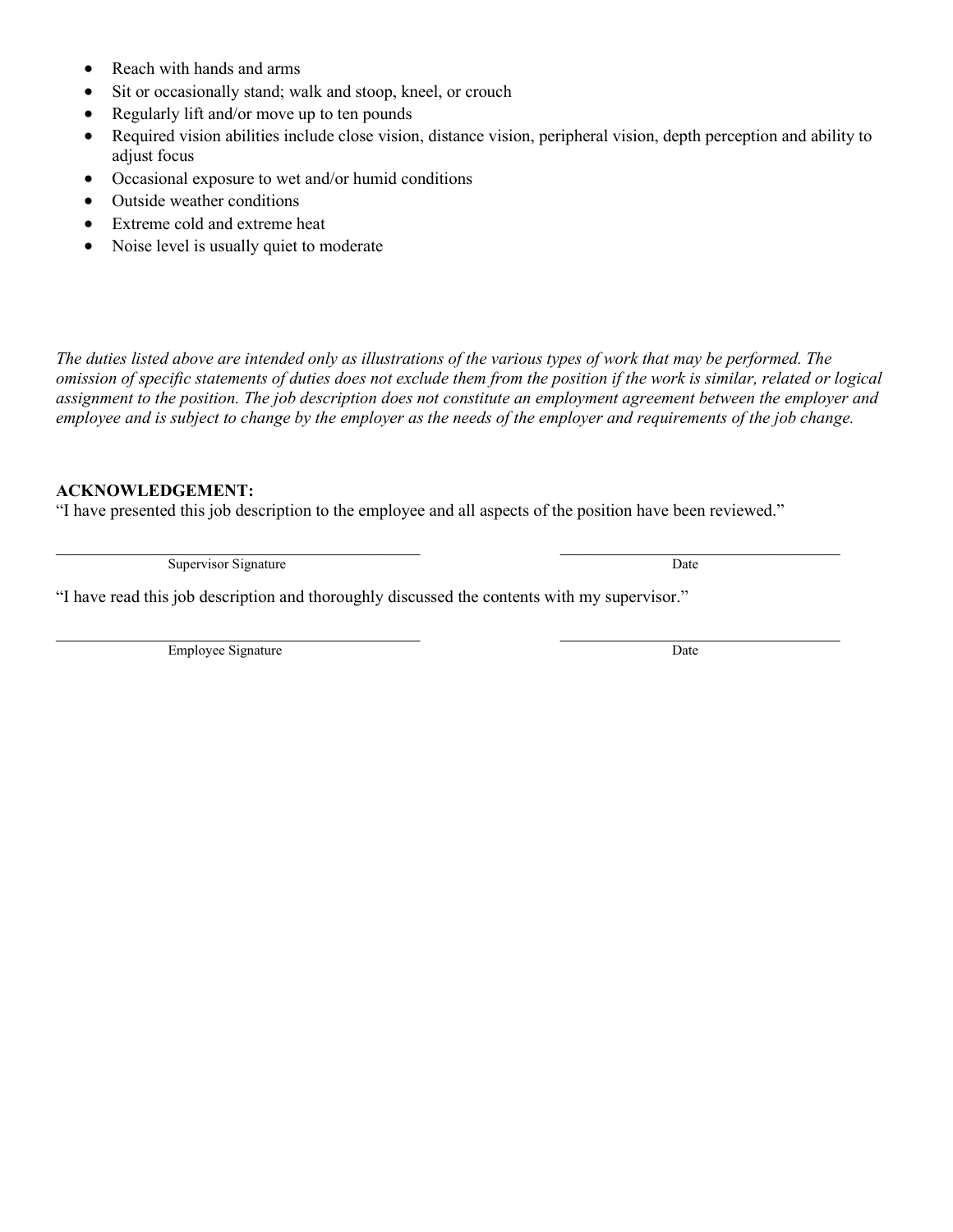- Reach with hands and arms
- Sit or occasionally stand; walk and stoop, kneel, or crouch
- Regularly lift and/or move up to ten pounds
- Required vision abilities include close vision, distance vision, peripheral vision, depth perception and ability to adjust focus
- Occasional exposure to wet and/or humid conditions
- Outside weather conditions
- Extreme cold and extreme heat
- Noise level is usually quiet to moderate

*The duties listed above are intended only as illustrations of the various types of work that may be performed. The omission of specific statements of duties does not exclude them from the position if the work is similar, related or logical assignment to the position. The job description does not constitute an employment agreement between the employer and employee and is subject to change by the employer as the needs of the employer and requirements of the job change.*

**ACKNOWLEDGEMENT:**

"I have presented this job description to the employee and all aspects of the position have been reviewed."

_______________________________ &nbsp;&nbsp;&nbsp;&nbsp;&nbsp;&nbsp;&nbsp;&nbsp; _______________________

Supervisor Signature &nbsp;&nbsp;&nbsp;&nbsp;&nbsp;&nbsp;&nbsp;&nbsp;&nbsp;&nbsp;&nbsp;&nbsp;&nbsp;&nbsp;&nbsp;&nbsp;&nbsp;&nbsp;&nbsp;&nbsp;&nbsp;&nbsp;&nbsp;&nbsp;&nbsp;&nbsp;&nbsp;&nbsp; Date

"I have read this job description and thoroughly discussed the contents with my supervisor."

_______________________________ &nbsp;&nbsp;&nbsp;&nbsp;&nbsp;&nbsp;&nbsp;&nbsp; _______________________

Employee Signature &nbsp;&nbsp;&nbsp;&nbsp;&nbsp;&nbsp;&nbsp;&nbsp;&nbsp;&nbsp;&nbsp;&nbsp;&nbsp;&nbsp;&nbsp;&nbsp;&nbsp;&nbsp;&nbsp;&nbsp;&nbsp;&nbsp;&nbsp;&nbsp;&nbsp;&nbsp;&nbsp;&nbsp; Date